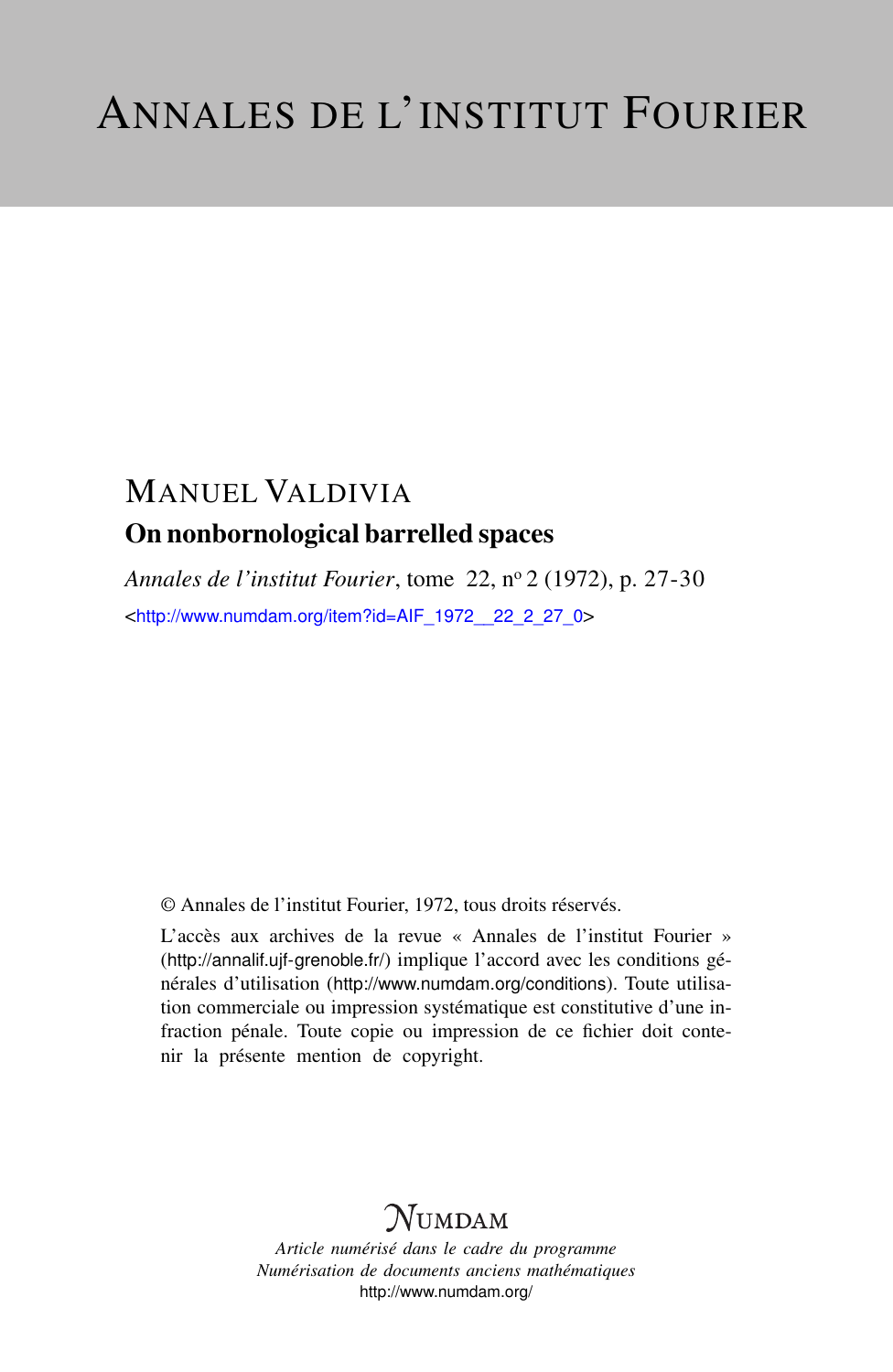# Annales de l'institut Fourier

MANUEL VALDIVIA

## On nonbornological barrelled spaces

*Annales de l'institut Fourier*, tome 22, n° 2 (1972), p. 27-30

<http://www.numdam.org/item?id=AIF_1972__22_2_27_0>

© Annales de l'institut Fourier, 1972, tous droits réservés.

L'accès aux archives de la revue « Annales de l'institut Fourier » (http://annalif.ujf-grenoble.fr/) implique l'accord avec les conditions générales d'utilisation (http://www.numdam.org/conditions). Toute utilisation commerciale ou impression systématique est constitutive d'une infraction pénale. Toute copie ou impression de ce fichier doit contenir la présente mention de copyright.

NUMDAM

*Article numérisé dans le cadre du programme*
*Numérisation de documents anciens mathématiques*
http://www.numdam.org/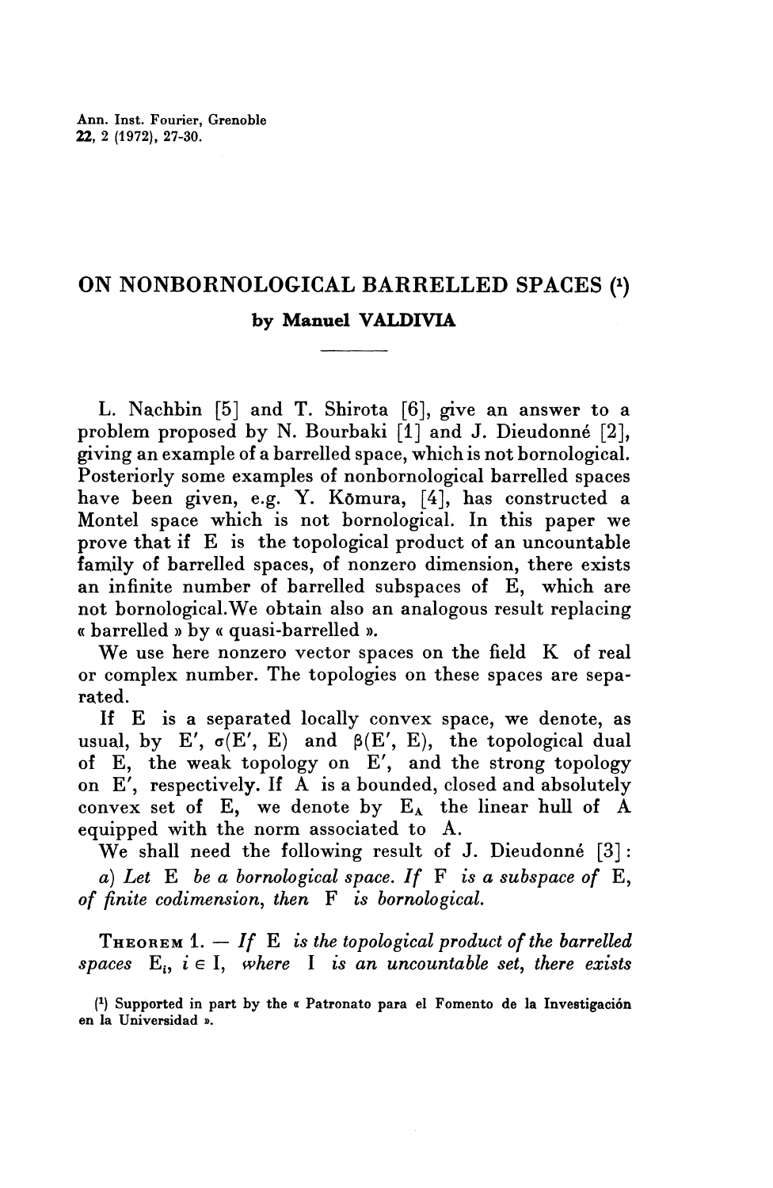# ON NONBORNOLOGICAL BARRELLED SPACES [1]

**by Manuel VALDIVIA**

L. Nachbin [5] and T. Shirota [6], give an answer to a problem proposed by N. Bourbaki [1] and J. Dieudonné [2], giving an example of a barrelled space, which is not bornological. Posteriorly some examples of nonbornological barrelled spaces have been given, e.g. Y. Kōmura, [4], has constructed a Montel space which is not bornological. In this paper we prove that if E is the topological product of an uncountable family of barrelled spaces, of nonzero dimension, there exists an infinite number of barrelled subspaces of E, which are not bornological. We obtain also an analogous result replacing « barrelled » by « quasi-barrelled ».

We use here nonzero vector spaces on the field K of real or complex number. The topologies on these spaces are separated.

If E is a separated locally convex space, we denote, as usual, by $E'$, $\sigma(E', E)$ and $\beta(E', E)$, the topological dual of E, the weak topology on $E'$, and the strong topology on $E'$, respectively. If A is a bounded, closed and absolutely convex set of E, we denote by $E_A$ the linear hull of A equipped with the norm associated to A.

We shall need the following result of J. Dieudonné [3]:

*a) Let* E *be a bornological space. If* F *is a subspace of* E, *of finite codimension, then* F *is bornological.*

THEOREM 1. — *If* E *is the topological product of the barrelled spaces* $E_i$, $i \in I$, *where* I *is an uncountable set, there exists*

[1] Supported in part by the « Patronato para el Fomento de la Investigación en la Universidad ».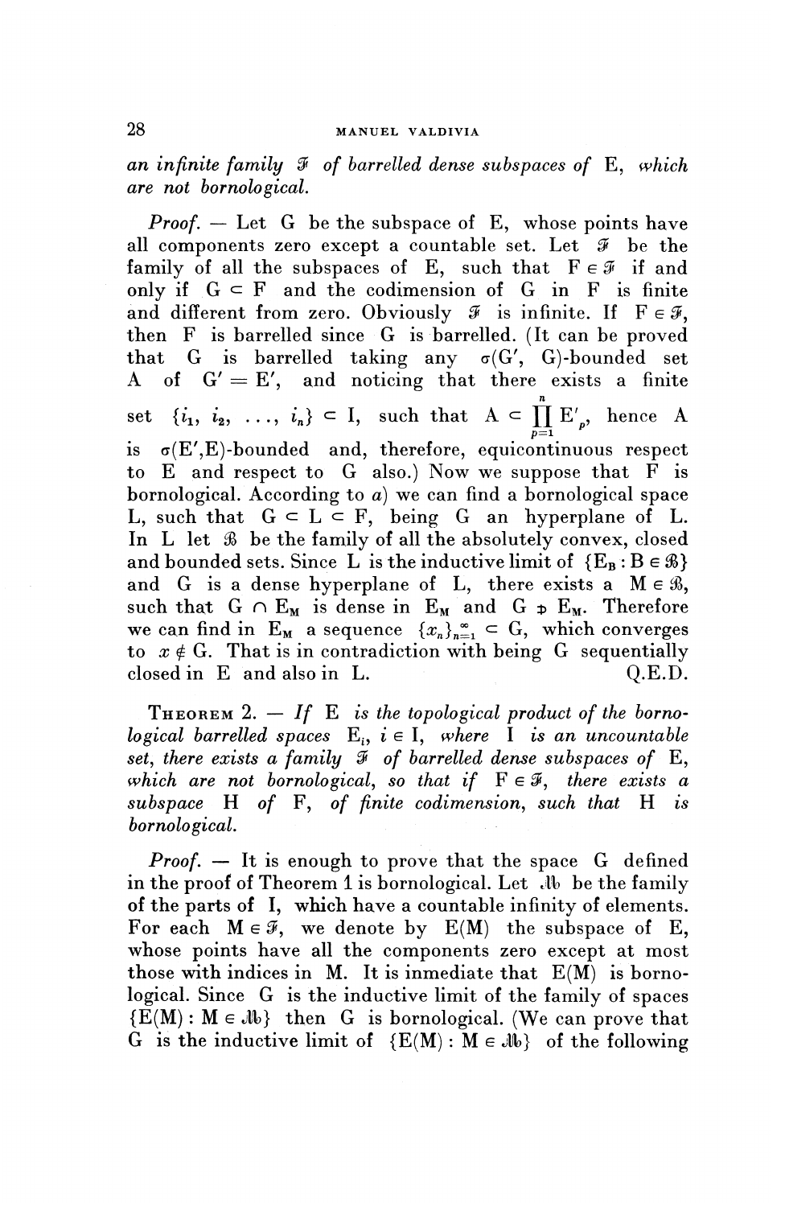*an infinite family* $\mathcal{F}$ *of barrelled dense subspaces of* E, *which are not bornological.*

*Proof.* — Let G be the subspace of E, whose points have all components zero except a countable set. Let $\mathcal{F}$ be the family of all the subspaces of E, such that $F \in \mathcal{F}$ if and only if $G \subset F$ and the codimension of G in F is finite and different from zero. Obviously $\mathcal{F}$ is infinite. If $F \in \mathcal{F}$, then F is barrelled since G is barrelled. (It can be proved that G is barrelled taking any $\sigma(G', G)$-bounded set A of $G' = E'$, and noticing that there exists a finite set $\{i_1, i_2, \ldots, i_n\} \subset I$, such that $A \subset \prod_{p=1}^{n} E'_p$, hence A is $\sigma(E',E)$-bounded and, therefore, equicontinuous respect to E and respect to G also.) Now we suppose that F is bornological. According to *a*) we can find a bornological space L, such that $G \subset L \subset F$, being G an hyperplane of L. In L let $\mathcal{B}$ be the family of all the absolutely convex, closed and bounded sets. Since L is the inductive limit of $\{E_B : B \in \mathcal{B}\}$ and G is a dense hyperplane of L, there exists a $M \in \mathcal{B}$, such that $G \cap E_M$ is dense in $E_M$ and $G \not\supset E_M$. Therefore we can find in $E_M$ a sequence $\{x_n\}_{n=1}^{\infty} \subset G$, which converges to $x \notin G$. That is in contradiction with being G sequentially closed in E and also in L. Q.E.D.

THEOREM 2. — *If* E *is the topological product of the bornological barrelled spaces* $E_i$, $i \in I$, *where* I *is an uncountable set, there exists a family* $\mathcal{F}$ *of barrelled dense subspaces of* E, *which are not bornological, so that if* $F \in \mathcal{F}$, *there exists a subspace* H *of* F, *of finite codimension, such that* H *is bornological.*

*Proof.* — It is enough to prove that the space G defined in the proof of Theorem 1 is bornological. Let $\mathcal{M}$ be the family of the parts of I, which have a countable infinity of elements. For each $M \in \mathcal{F}$, we denote by E(M) the subspace of E, whose points have all the components zero except at most those with indices in M. It is inmediate that E(M) is bornological. Since G is the inductive limit of the family of spaces $\{E(M) : M \in \mathcal{M}\}$ then G is bornological. (We can prove that G is the inductive limit of $\{E(M) : M \in \mathcal{M}\}$ of the following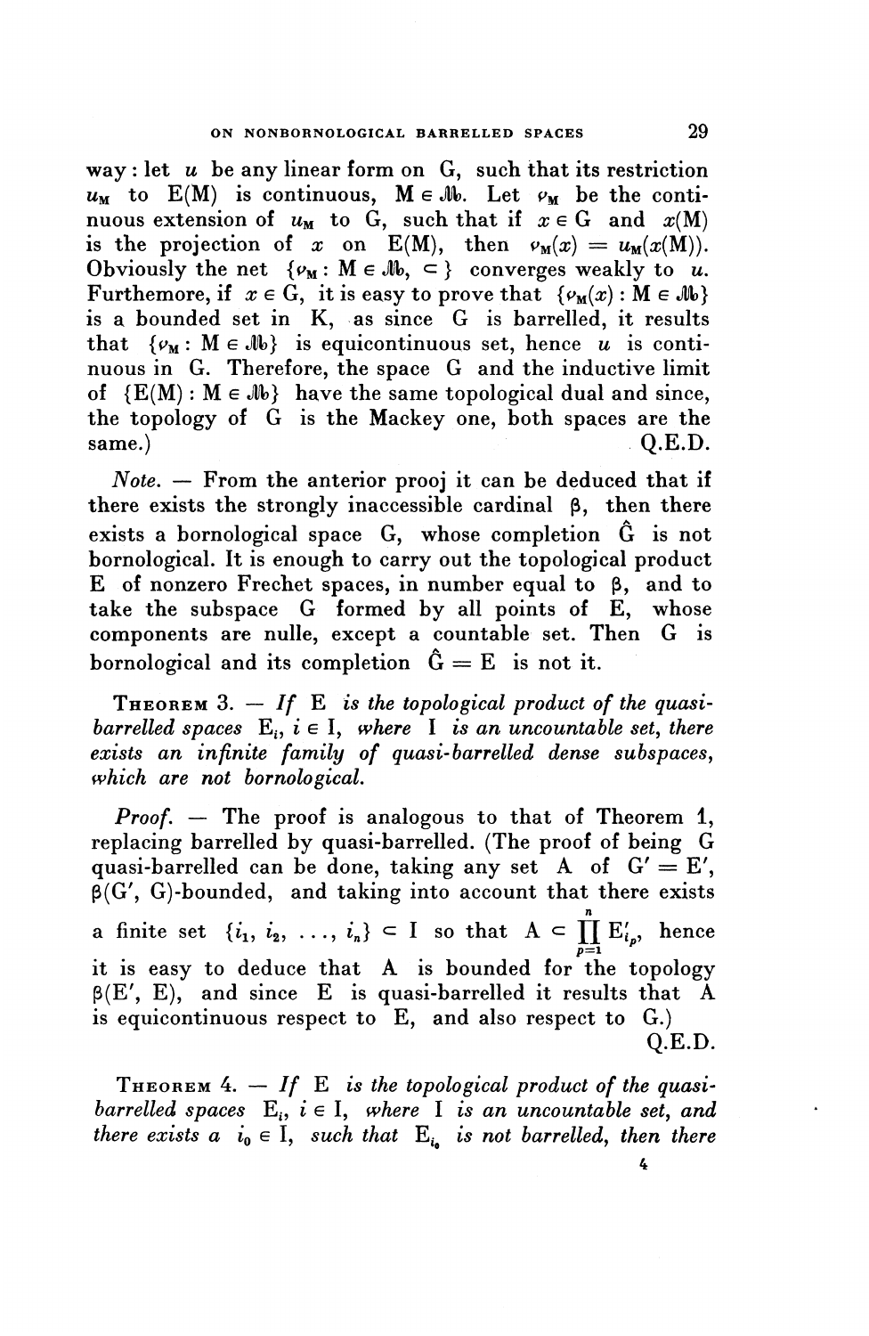way: let $u$ be any linear form on $G$, such that its restriction $u_M$ to $E(M)$ is continuous, $M \in \mathcal{M}$. Let $v_M$ be the continuous extension of $u_M$ to $G$, such that if $x \in G$ and $x(M)$ is the projection of $x$ on $E(M)$, then $v_M(x) = u_M(x(M))$. Obviously the net $\{v_M : M \in \mathcal{M}, \subset\}$ converges weakly to $u$. Furthemore, if $x \in G$, it is easy to prove that $\{v_M(x) : M \in \mathcal{M}\}$ is a bounded set in $K$, as since $G$ is barrelled, it results that $\{v_M : M \in \mathcal{M}\}$ is equicontinuous set, hence $u$ is continuous in $G$. Therefore, the space $G$ and the inductive limit of $\{E(M) : M \in \mathcal{M}\}$ have the same topological dual and since, the topology of $G$ is the Mackey one, both spaces are the same.) Q.E.D.

*Note.* — From the anterior prooj it can be deduced that if there exists the strongly inaccessible cardinal $\beta$, then there exists a bornological space $G$, whose completion $\hat{G}$ is not bornological. It is enough to carry out the topological product $E$ of nonzero Frechet spaces, in number equal to $\beta$, and to take the subspace $G$ formed by all points of $E$, whose components are nulle, except a countable set. Then $G$ is bornological and its completion $\hat{G} = E$ is not it.

**Theorem 3.** — *If $E$ is the topological product of the quasi-barrelled spaces $E_i$, $i \in I$, where $I$ is an uncountable set, there exists an infinite family of quasi-barrelled dense subspaces, which are not bornological.*

*Proof.* — The proof is analogous to that of Theorem 1, replacing barrelled by quasi-barrelled. (The proof of being $G$ quasi-barrelled can be done, taking any set $A$ of $G' = E'$, $\beta(G', G)$-bounded, and taking into account that there exists a finite set $\{i_1, i_2, \ldots, i_n\} \subset I$ so that $A \subset \prod_{p=1}^{n} E'_{i_p}$, hence it is easy to deduce that $A$ is bounded for the topology $\beta(E', E)$, and since $E$ is quasi-barrelled it results that $A$ is equicontinuous respect to $E$, and also respect to $G$.) Q.E.D.

**Theorem 4.** — *If $E$ is the topological product of the quasi-barrelled spaces $E_i$, $i \in I$, where $I$ is an uncountable set, and there exists a $i_0 \in I$, such that $E_{i_0}$ is not barrelled, then there*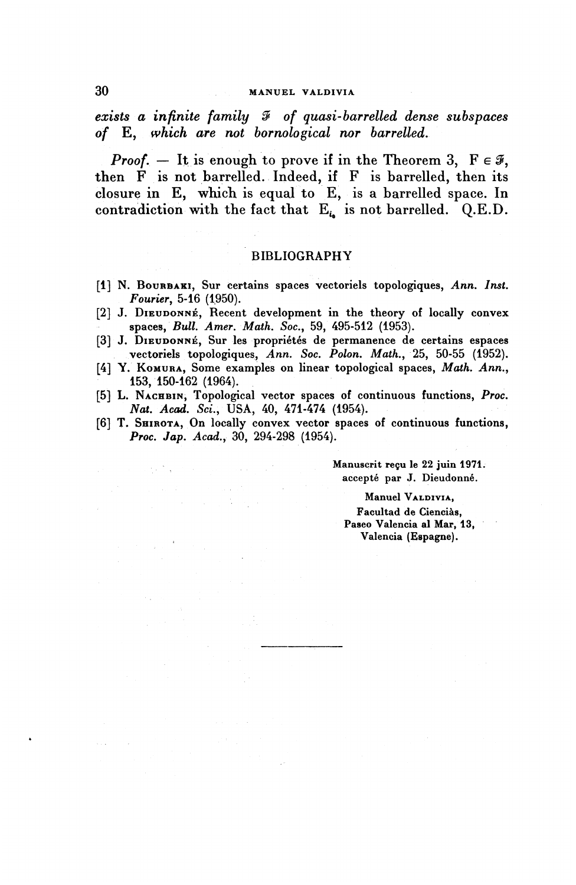*exists a infinite family $\mathcal{F}$ of quasi-barrelled dense subspaces of* E, *which are not bornological nor barrelled.*

*Proof.* — It is enough to prove if in the Theorem 3, $F \in \mathcal{F}$, then F is not barrelled. Indeed, if F is barrelled, then its closure in E, which is equal to E, is a barrelled space. In contradiction with the fact that $E_{i_0}$ is not barrelled. Q.E.D.

## BIBLIOGRAPHY

[1] N. Bourbaki, Sur certains spaces vectoriels topologiques, *Ann. Inst. Fourier*, 5-16 (1950).

[2] J. Dieudonné, Recent development in the theory of locally convex spaces, *Bull. Amer. Math. Soc.*, 59, 495-512 (1953).

[3] J. Dieudonné, Sur les propriétés de permanence de certains espaces vectoriels topologiques, *Ann. Soc. Polon. Math.*, 25, 50-55 (1952).

[4] Y. Komura, Some examples on linear topological spaces, *Math. Ann.*, 153, 150-162 (1964).

[5] L. Nachbin, Topological vector spaces of continuous functions, *Proc. Nat. Acad. Sci.*, USA, 40, 471-474 (1954).

[6] T. Shirota, On locally convex vector spaces of continuous functions, *Proc. Jap. Acad.*, 30, 294-298 (1954).

Manuscrit reçu le 22 juin 1971.
accepté par J. Dieudonné.

Manuel Valdivia,
Facultad de Cienciàs,
Paseo Valencia al Mar, 13,
Valencia (Espagne).